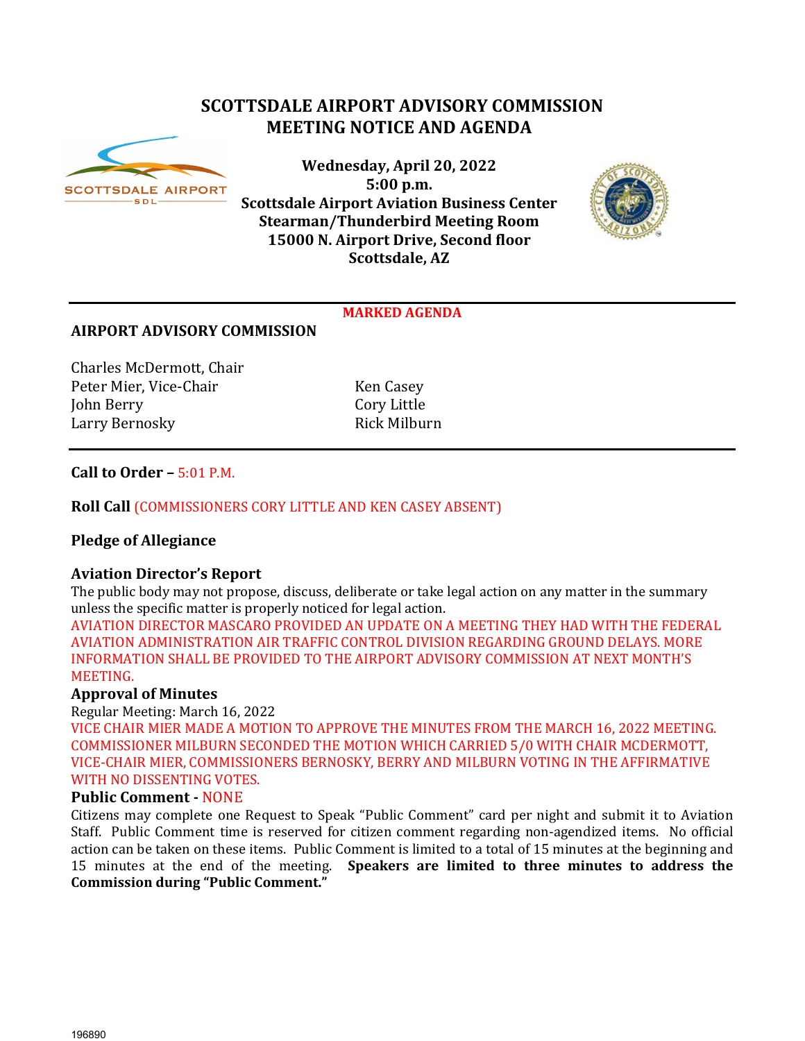# SCOTTSDALE AIRPORT ADVISORY COMMISSION MEETING NOTICE AND AGENDA

**Wednesday, April 20, 2022**
**5:00 p.m.**
**Scottsdale Airport Aviation Business Center**
**Stearman/Thunderbird Meeting Room**
**15000 N. Airport Drive, Second floor**
**Scottsdale, AZ**

**MARKED AGENDA**

## AIRPORT ADVISORY COMMISSION

Charles McDermott, Chair
Peter Mier, Vice-Chair
John Berry
Larry Bernosky
Ken Casey
Cory Little
Rick Milburn

**Call to Order –** 5:01 P.M.

**Roll Call** (COMMISSIONERS CORY LITTLE AND KEN CASEY ABSENT)

**Pledge of Allegiance**

**Aviation Director's Report**

The public body may not propose, discuss, deliberate or take legal action on any matter in the summary unless the specific matter is properly noticed for legal action.

AVIATION DIRECTOR MASCARO PROVIDED AN UPDATE ON A MEETING THEY HAD WITH THE FEDERAL AVIATION ADMINISTRATION AIR TRAFFIC CONTROL DIVISION REGARDING GROUND DELAYS. MORE INFORMATION SHALL BE PROVIDED TO THE AIRPORT ADVISORY COMMISSION AT NEXT MONTH'S MEETING.

**Approval of Minutes**

Regular Meeting: March 16, 2022

VICE CHAIR MIER MADE A MOTION TO APPROVE THE MINUTES FROM THE MARCH 16, 2022 MEETING. COMMISSIONER MILBURN SECONDED THE MOTION WHICH CARRIED 5/0 WITH CHAIR MCDERMOTT, VICE-CHAIR MIER, COMMISSIONERS BERNOSKY, BERRY AND MILBURN VOTING IN THE AFFIRMATIVE WITH NO DISSENTING VOTES.

**Public Comment -** NONE

Citizens may complete one Request to Speak "Public Comment" card per night and submit it to Aviation Staff. Public Comment time is reserved for citizen comment regarding non-agendized items. No official action can be taken on these items. Public Comment is limited to a total of 15 minutes at the beginning and 15 minutes at the end of the meeting. **Speakers are limited to three minutes to address the Commission during "Public Comment."**

196890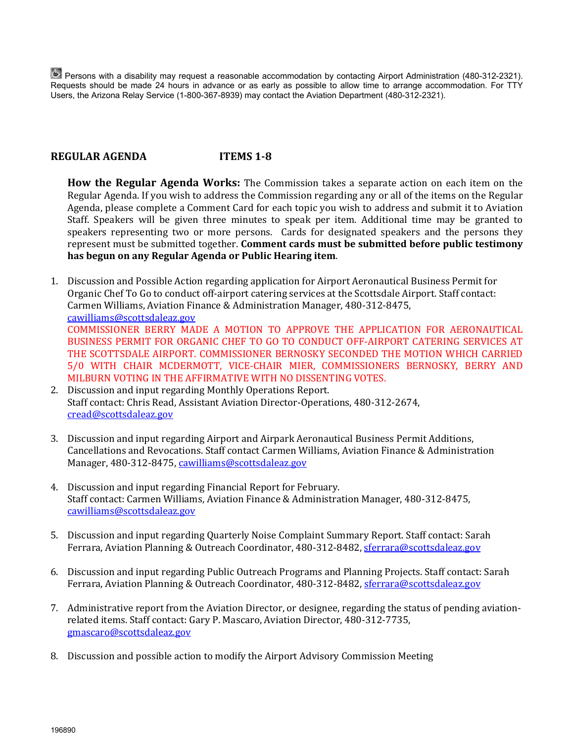Persons with a disability may request a reasonable accommodation by contacting Airport Administration (480-312-2321). Requests should be made 24 hours in advance or as early as possible to allow time to arrange accommodation. For TTY Users, the Arizona Relay Service (1-800-367-8939) may contact the Aviation Department (480-312-2321).

## REGULAR AGENDA ITEMS 1-8

**How the Regular Agenda Works:** The Commission takes a separate action on each item on the Regular Agenda. If you wish to address the Commission regarding any or all of the items on the Regular Agenda, please complete a Comment Card for each topic you wish to address and submit it to Aviation Staff. Speakers will be given three minutes to speak per item. Additional time may be granted to speakers representing two or more persons. Cards for designated speakers and the persons they represent must be submitted together. **Comment cards must be submitted before public testimony has begun on any Regular Agenda or Public Hearing item**.

1. Discussion and Possible Action regarding application for Airport Aeronautical Business Permit for Organic Chef To Go to conduct off-airport catering services at the Scottsdale Airport. Staff contact: Carmen Williams, Aviation Finance & Administration Manager, 480-312-8475, cawilliams@scottsdaleaz.gov
   COMMISSIONER BERRY MADE A MOTION TO APPROVE THE APPLICATION FOR AERONAUTICAL BUSINESS PERMIT FOR ORGANIC CHEF TO GO TO CONDUCT OFF-AIRPORT CATERING SERVICES AT THE SCOTTSDALE AIRPORT. COMMISSIONER BERNOSKY SECONDED THE MOTION WHICH CARRIED 5/0 WITH CHAIR MCDERMOTT, VICE-CHAIR MIER, COMMISSIONERS BERNOSKY, BERRY AND MILBURN VOTING IN THE AFFIRMATIVE WITH NO DISSENTING VOTES.
2. Discussion and input regarding Monthly Operations Report.
   Staff contact: Chris Read, Assistant Aviation Director-Operations, 480-312-2674, cread@scottsdaleaz.gov

3. Discussion and input regarding Airport and Airpark Aeronautical Business Permit Additions, Cancellations and Revocations. Staff contact Carmen Williams, Aviation Finance & Administration Manager, 480-312-8475, cawilliams@scottsdaleaz.gov

4. Discussion and input regarding Financial Report for February.
   Staff contact: Carmen Williams, Aviation Finance & Administration Manager, 480-312-8475, cawilliams@scottsdaleaz.gov

5. Discussion and input regarding Quarterly Noise Complaint Summary Report. Staff contact: Sarah Ferrara, Aviation Planning & Outreach Coordinator, 480-312-8482, sferrara@scottsdaleaz.gov

6. Discussion and input regarding Public Outreach Programs and Planning Projects. Staff contact: Sarah Ferrara, Aviation Planning & Outreach Coordinator, 480-312-8482, sferrara@scottsdaleaz.gov

7. Administrative report from the Aviation Director, or designee, regarding the status of pending aviation-related items. Staff contact: Gary P. Mascaro, Aviation Director, 480-312-7735, gmascaro@scottsdaleaz.gov

8. Discussion and possible action to modify the Airport Advisory Commission Meeting

196890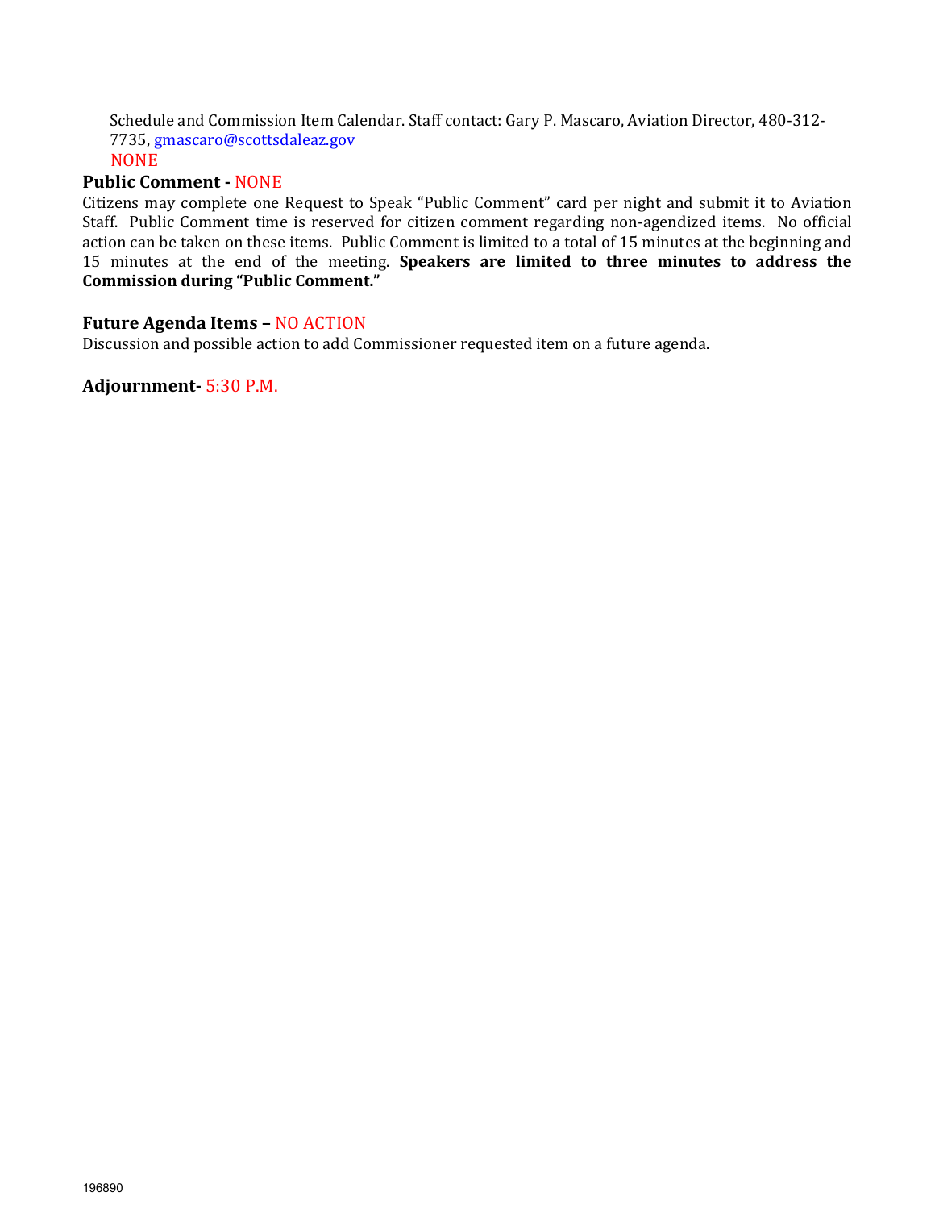Schedule and Commission Item Calendar. Staff contact: Gary P. Mascaro, Aviation Director, 480-312-7735, gmascaro@scottsdaleaz.gov
NONE

**Public Comment -** NONE

Citizens may complete one Request to Speak "Public Comment" card per night and submit it to Aviation Staff. Public Comment time is reserved for citizen comment regarding non-agendized items. No official action can be taken on these items. Public Comment is limited to a total of 15 minutes at the beginning and 15 minutes at the end of the meeting. **Speakers are limited to three minutes to address the Commission during "Public Comment."**

**Future Agenda Items –** NO ACTION

Discussion and possible action to add Commissioner requested item on a future agenda.

**Adjournment-** 5:30 P.M.

196890